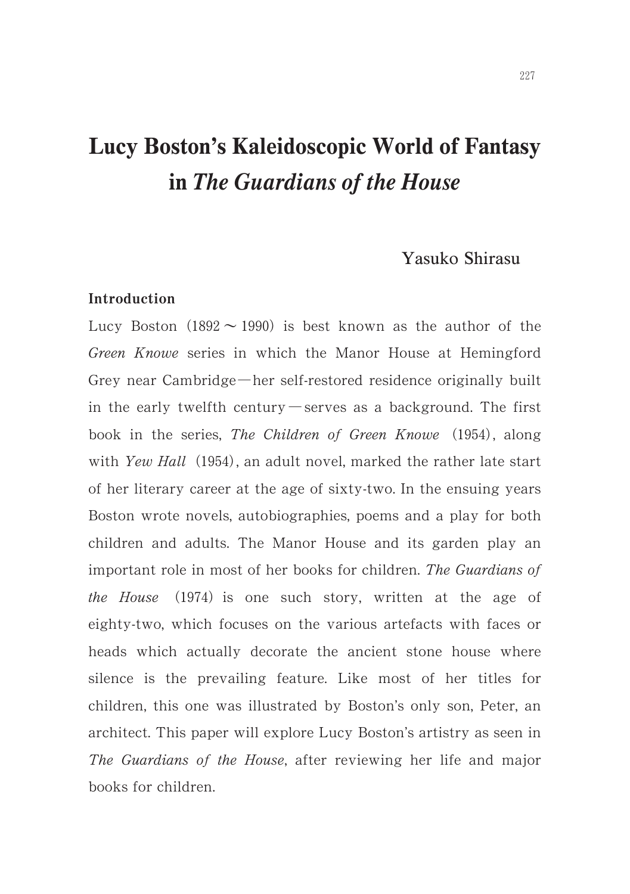# Lucy Boston's Kaleidoscopic World of Fantasy in *The Guardians of the House*

Yasuko Shirasu

## Introduction

Lucy Boston (1892～1990) is best known as the author of the *Green Knowe* series in which the Manor House at Hemingford Grey near Cambridge—her self-restored residence originally built in the early twelfth century—serves as a background. The first book in the series, *The Children of Green Knowe* (1954), along with *Yew Hall* (1954), an adult novel, marked the rather late start of her literary career at the age of sixty-two. In the ensuing years Boston wrote novels, autobiographies, poems and a play for both children and adults. The Manor House and its garden play an important role in most of her books for children. *The Guardians of the House* (1974) is one such story, written at the age of eighty-two, which focuses on the various artefacts with faces or heads which actually decorate the ancient stone house where silence is the prevailing feature. Like most of her titles for children, this one was illustrated by Boston's only son, Peter, an architect. This paper will explore Lucy Boston's artistry as seen in *The Guardians of the House*, after reviewing her life and major books for children.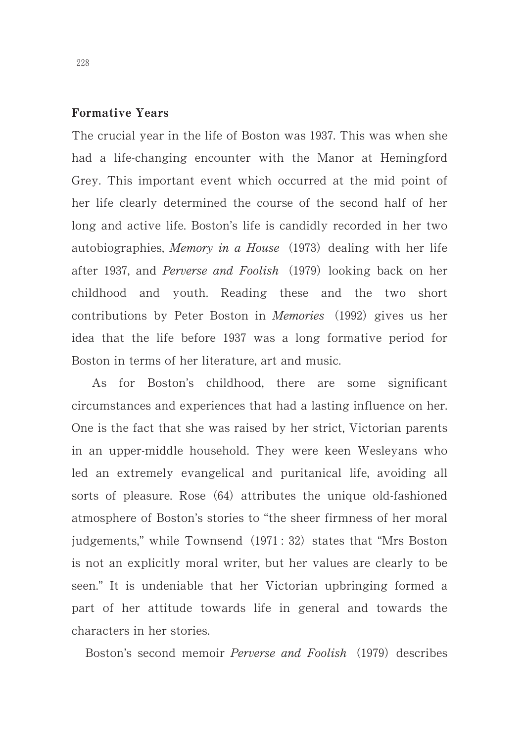## Formative Years

The crucial year in the life of Boston was 1937. This was when she had a life-changing encounter with the Manor at Hemingford Grey. This important event which occurred at the mid point of her life clearly determined the course of the second half of her long and active life. Boston's life is candidly recorded in her two autobiographies, *Memory in a House* (1973) dealing with her life after 1937, and *Perverse and Foolish* (1979) looking back on her childhood and youth. Reading these and the two short contributions by Peter Boston in *Memories* (1992) gives us her idea that the life before 1937 was a long formative period for Boston in terms of her literature, art and music.

As for Boston's childhood, there are some significant circumstances and experiences that had a lasting influence on her. One is the fact that she was raised by her strict, Victorian parents in an upper-middle household. They were keen Wesleyans who led an extremely evangelical and puritanical life, avoiding all sorts of pleasure. Rose (64) attributes the unique old-fashioned atmosphere of Boston's stories to "the sheer firmness of her moral judgements," while Townsend (1971 : 32) states that "Mrs Boston is not an explicitly moral writer, but her values are clearly to be seen." It is undeniable that her Victorian upbringing formed a part of her attitude towards life in general and towards the characters in her stories.

Boston's second memoir *Perverse and Foolish* (1979) describes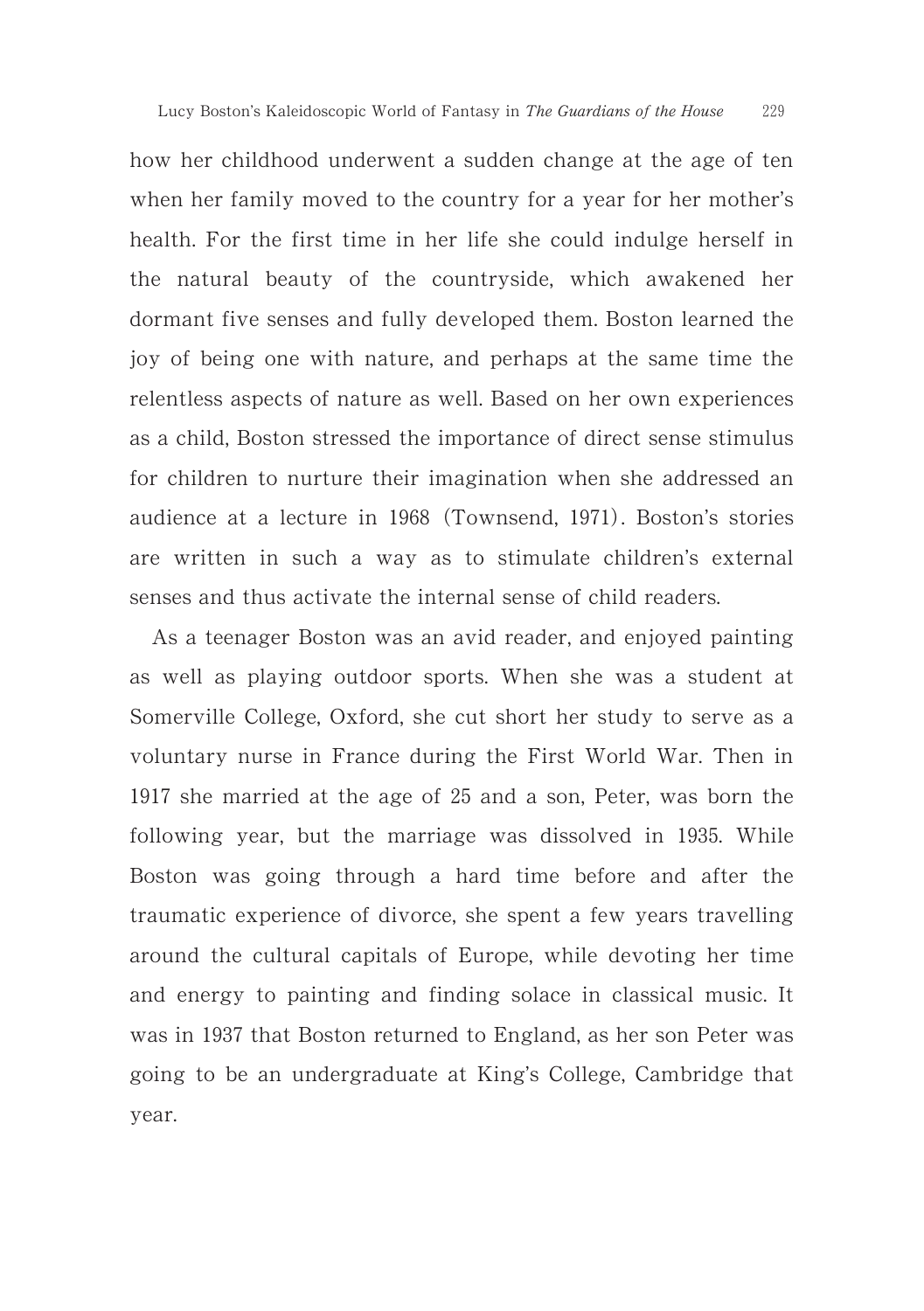how her childhood underwent a sudden change at the age of ten when her family moved to the country for a year for her mother's health. For the first time in her life she could indulge herself in the natural beauty of the countryside, which awakened her dormant five senses and fully developed them. Boston learned the joy of being one with nature, and perhaps at the same time the relentless aspects of nature as well. Based on her own experiences as a child, Boston stressed the importance of direct sense stimulus for children to nurture their imagination when she addressed an audience at a lecture in 1968 (Townsend, 1971). Boston's stories are written in such a way as to stimulate children's external senses and thus activate the internal sense of child readers.

As a teenager Boston was an avid reader, and enjoyed painting as well as playing outdoor sports. When she was a student at Somerville College, Oxford, she cut short her study to serve as a voluntary nurse in France during the First World War. Then in 1917 she married at the age of 25 and a son, Peter, was born the following year, but the marriage was dissolved in 1935. While Boston was going through a hard time before and after the traumatic experience of divorce, she spent a few years travelling around the cultural capitals of Europe, while devoting her time and energy to painting and finding solace in classical music. It was in 1937 that Boston returned to England, as her son Peter was going to be an undergraduate at King's College, Cambridge that year.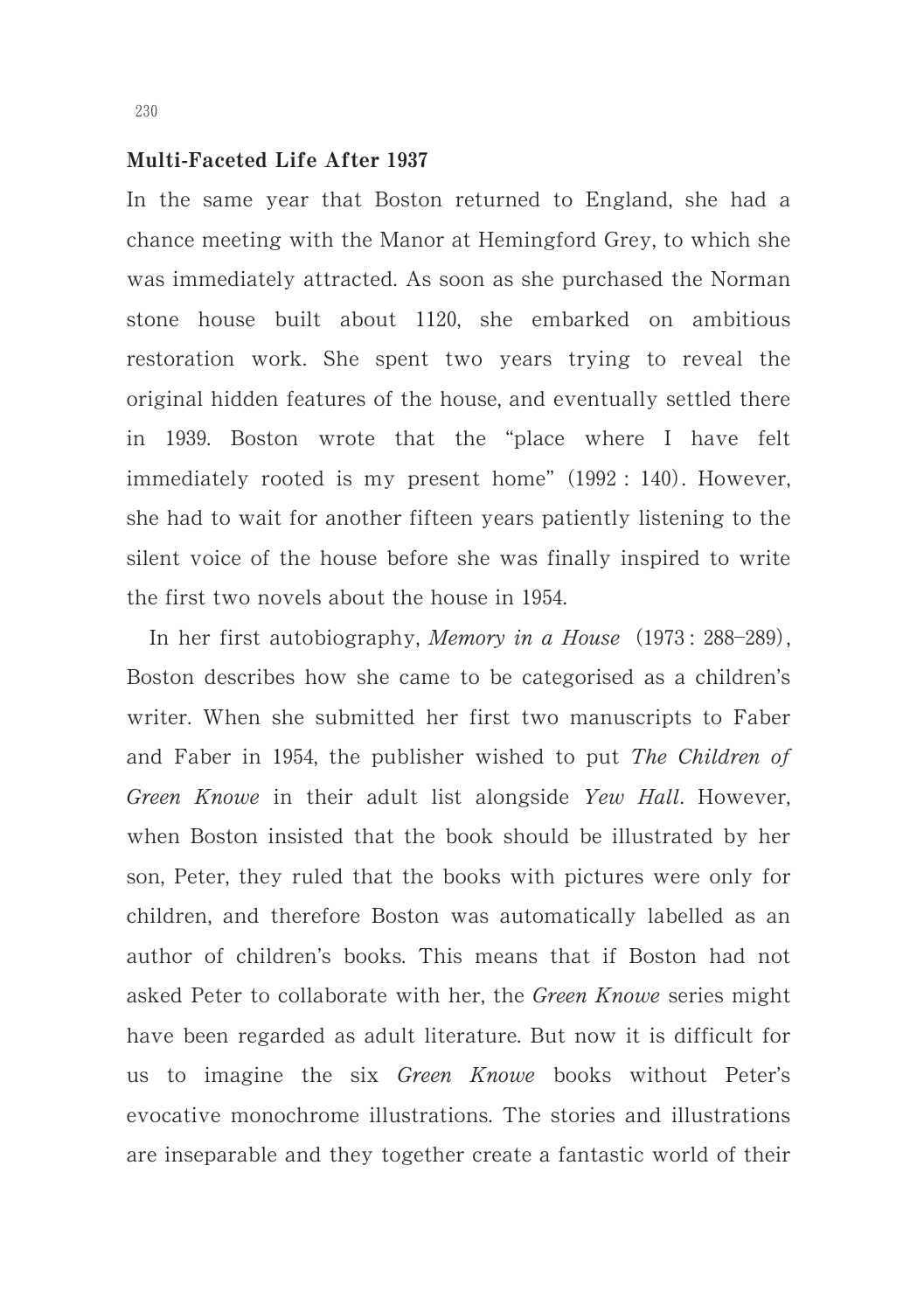## Multi-Faceted Life After 1937

In the same year that Boston returned to England, she had a chance meeting with the Manor at Hemingford Grey, to which she was immediately attracted. As soon as she purchased the Norman stone house built about 1120, she embarked on ambitious restoration work. She spent two years trying to reveal the original hidden features of the house, and eventually settled there in 1939. Boston wrote that the "place where I have felt immediately rooted is my present home" (1992 : 140). However, she had to wait for another fifteen years patiently listening to the silent voice of the house before she was finally inspired to write the first two novels about the house in 1954.

In her first autobiography, *Memory in a House* (1973 : 288–289), Boston describes how she came to be categorised as a children's writer. When she submitted her first two manuscripts to Faber and Faber in 1954, the publisher wished to put *The Children of Green Knowe* in their adult list alongside *Yew Hall*. However, when Boston insisted that the book should be illustrated by her son, Peter, they ruled that the books with pictures were only for children, and therefore Boston was automatically labelled as an author of children's books. This means that if Boston had not asked Peter to collaborate with her, the *Green Knowe* series might have been regarded as adult literature. But now it is difficult for us to imagine the six *Green Knowe* books without Peter's evocative monochrome illustrations. The stories and illustrations are inseparable and they together create a fantastic world of their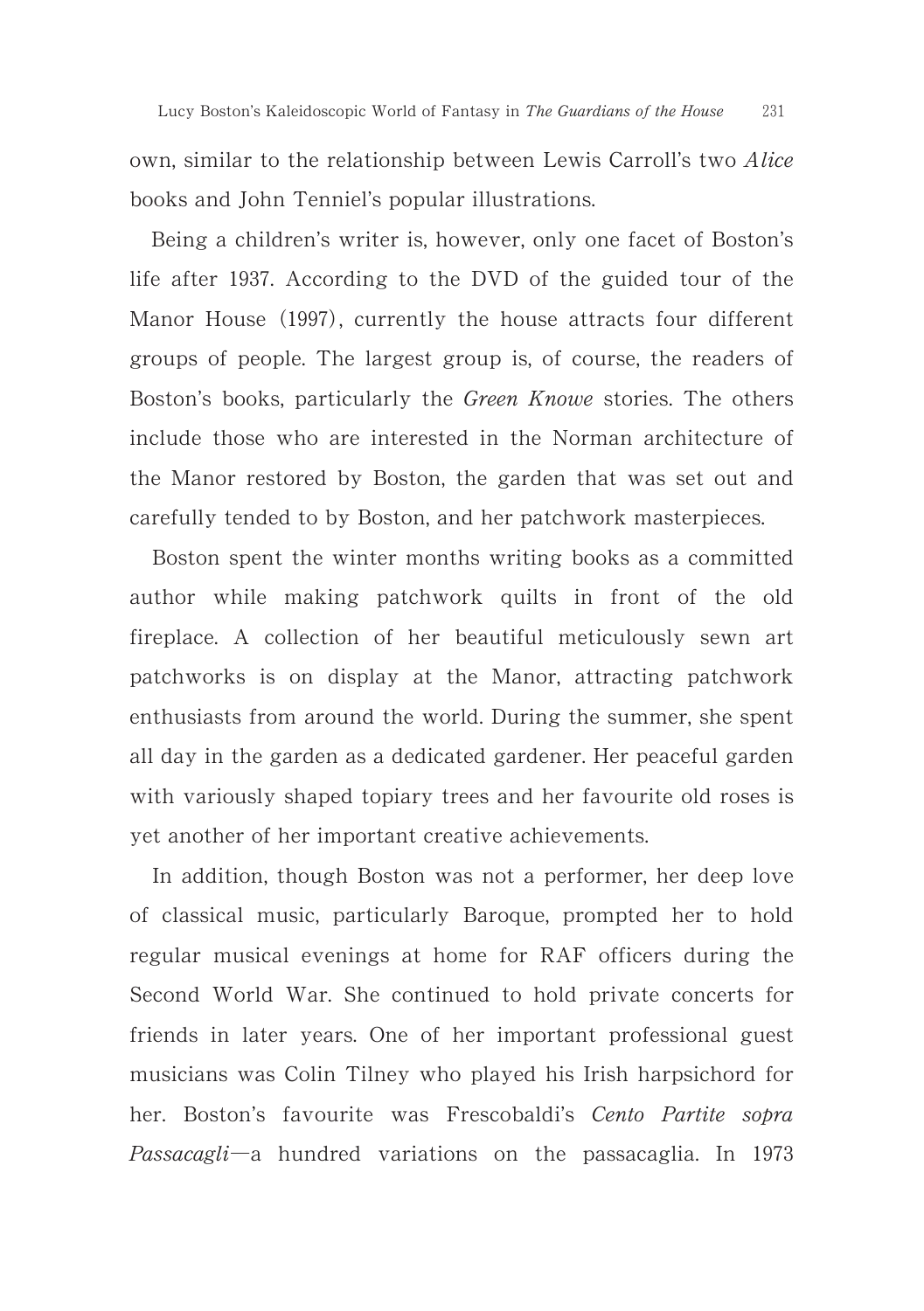own, similar to the relationship between Lewis Carroll's two *Alice* books and John Tenniel's popular illustrations.

Being a children's writer is, however, only one facet of Boston's life after 1937. According to the DVD of the guided tour of the Manor House (1997), currently the house attracts four different groups of people. The largest group is, of course, the readers of Boston's books, particularly the *Green Knowe* stories. The others include those who are interested in the Norman architecture of the Manor restored by Boston, the garden that was set out and carefully tended to by Boston, and her patchwork masterpieces.

Boston spent the winter months writing books as a committed author while making patchwork quilts in front of the old fireplace. A collection of her beautiful meticulously sewn art patchworks is on display at the Manor, attracting patchwork enthusiasts from around the world. During the summer, she spent all day in the garden as a dedicated gardener. Her peaceful garden with variously shaped topiary trees and her favourite old roses is yet another of her important creative achievements.

In addition, though Boston was not a performer, her deep love of classical music, particularly Baroque, prompted her to hold regular musical evenings at home for RAF officers during the Second World War. She continued to hold private concerts for friends in later years. One of her important professional guest musicians was Colin Tilney who played his Irish harpsichord for her. Boston's favourite was Frescobaldi's *Cento Partite sopra Passacagli*—a hundred variations on the passacaglia. In 1973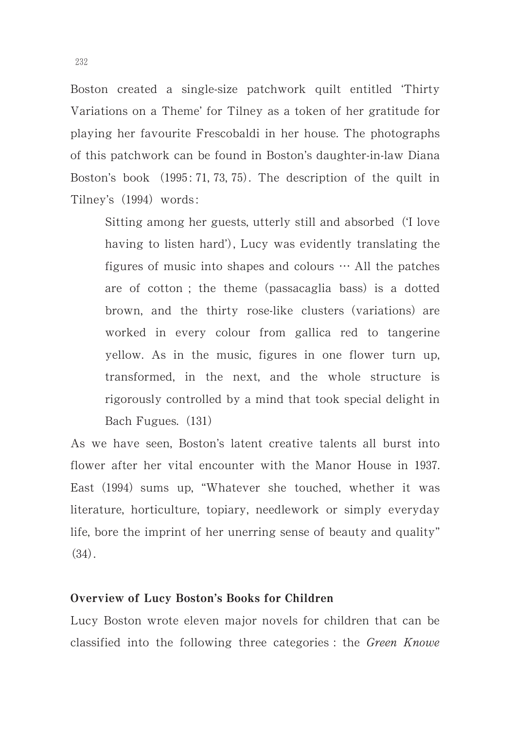Boston created a single-size patchwork quilt entitled 'Thirty Variations on a Theme' for Tilney as a token of her gratitude for playing her favourite Frescobaldi in her house. The photographs of this patchwork can be found in Boston's daughter-in-law Diana Boston's book (1995: 71, 73, 75). The description of the quilt in Tilney's (1994) words:

> Sitting among her guests, utterly still and absorbed ('I love having to listen hard'), Lucy was evidently translating the figures of music into shapes and colours … All the patches are of cotton ; the theme (passacaglia bass) is a dotted brown, and the thirty rose-like clusters (variations) are worked in every colour from gallica red to tangerine yellow. As in the music, figures in one flower turn up, transformed, in the next, and the whole structure is rigorously controlled by a mind that took special delight in Bach Fugues. (131)

As we have seen, Boston's latent creative talents all burst into flower after her vital encounter with the Manor House in 1937. East (1994) sums up, "Whatever she touched, whether it was literature, horticulture, topiary, needlework or simply everyday life, bore the imprint of her unerring sense of beauty and quality" (34).

**Overview of Lucy Boston's Books for Children**

Lucy Boston wrote eleven major novels for children that can be classified into the following three categories : the *Green Knowe*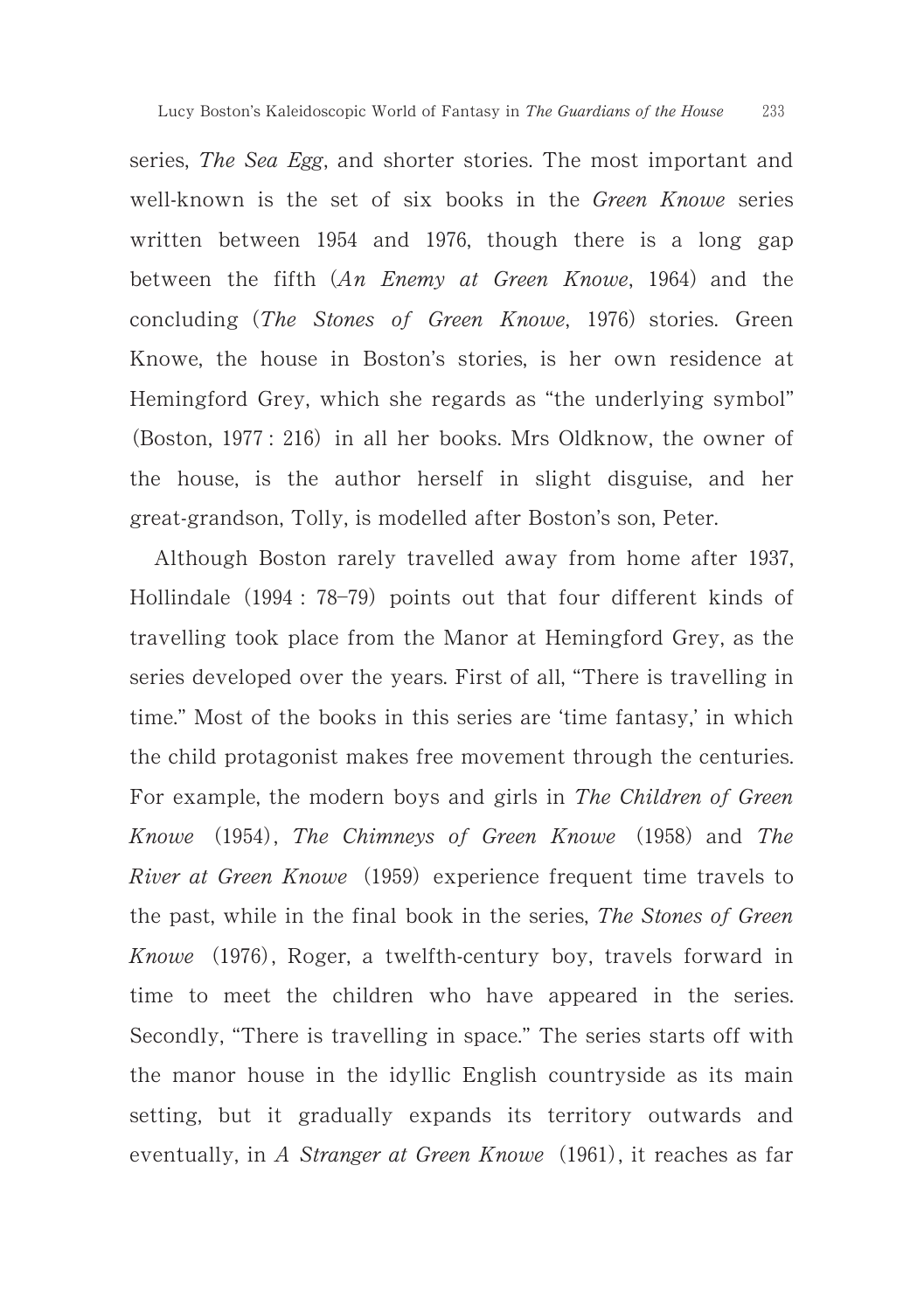series, *The Sea Egg*, and shorter stories. The most important and well-known is the set of six books in the *Green Knowe* series written between 1954 and 1976, though there is a long gap between the fifth (*An Enemy at Green Knowe*, 1964) and the concluding (*The Stones of Green Knowe*, 1976) stories. Green Knowe, the house in Boston's stories, is her own residence at Hemingford Grey, which she regards as "the underlying symbol" (Boston, 1977 : 216) in all her books. Mrs Oldknow, the owner of the house, is the author herself in slight disguise, and her great-grandson, Tolly, is modelled after Boston's son, Peter.

Although Boston rarely travelled away from home after 1937, Hollindale (1994 : 78–79) points out that four different kinds of travelling took place from the Manor at Hemingford Grey, as the series developed over the years. First of all, "There is travelling in time." Most of the books in this series are 'time fantasy,' in which the child protagonist makes free movement through the centuries. For example, the modern boys and girls in *The Children of Green Knowe* (1954), *The Chimneys of Green Knowe* (1958) and *The River at Green Knowe* (1959) experience frequent time travels to the past, while in the final book in the series, *The Stones of Green Knowe* (1976), Roger, a twelfth-century boy, travels forward in time to meet the children who have appeared in the series. Secondly, "There is travelling in space." The series starts off with the manor house in the idyllic English countryside as its main setting, but it gradually expands its territory outwards and eventually, in *A Stranger at Green Knowe* (1961), it reaches as far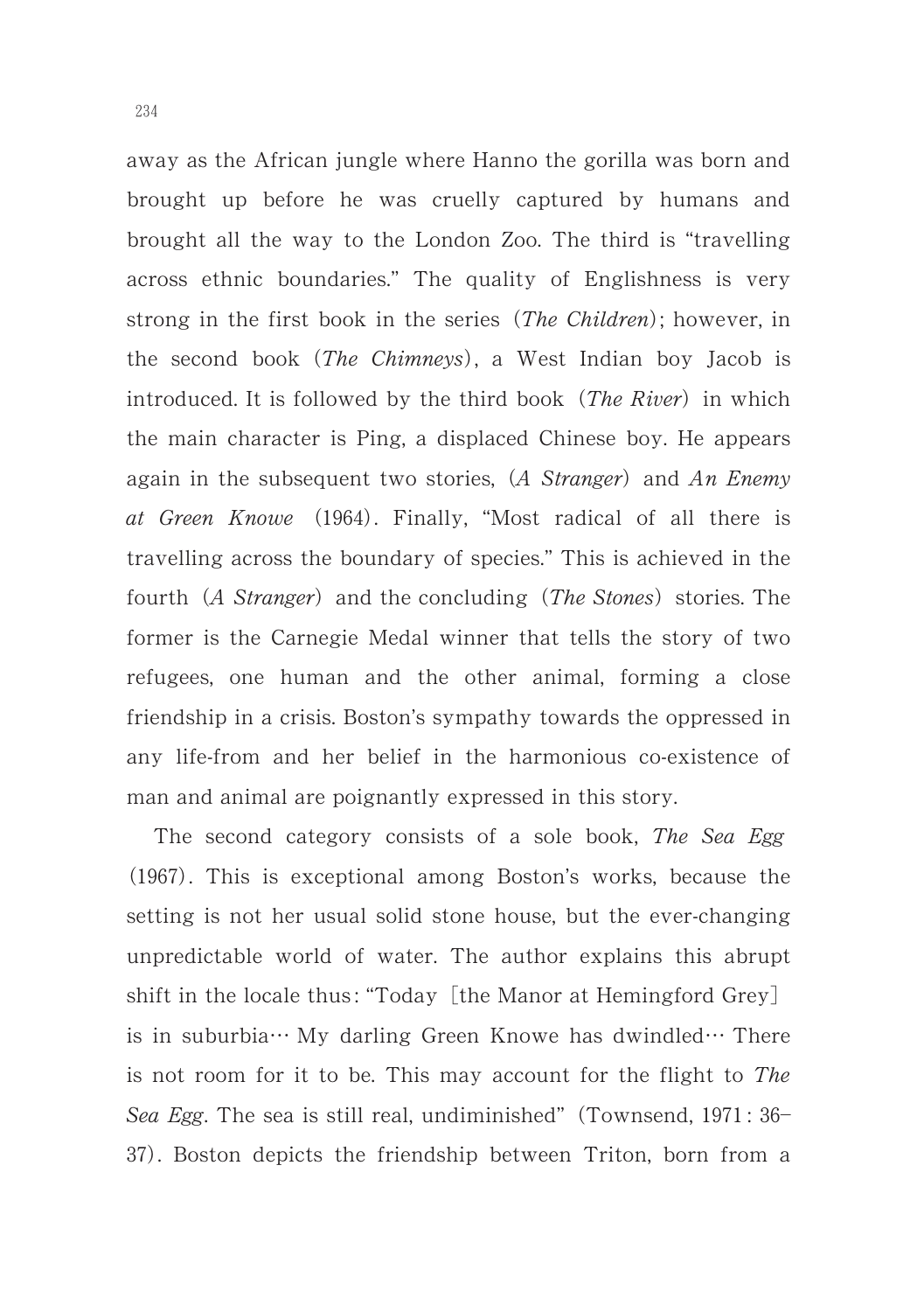away as the African jungle where Hanno the gorilla was born and brought up before he was cruelly captured by humans and brought all the way to the London Zoo. The third is "travelling across ethnic boundaries." The quality of Englishness is very strong in the first book in the series (*The Children*); however, in the second book (*The Chimneys*), a West Indian boy Jacob is introduced. It is followed by the third book (*The River*) in which the main character is Ping, a displaced Chinese boy. He appears again in the subsequent two stories, (*A Stranger*) and *An Enemy at Green Knowe* (1964). Finally, "Most radical of all there is travelling across the boundary of species." This is achieved in the fourth (*A Stranger*) and the concluding (*The Stones*) stories. The former is the Carnegie Medal winner that tells the story of two refugees, one human and the other animal, forming a close friendship in a crisis. Boston's sympathy towards the oppressed in any life-from and her belief in the harmonious co-existence of man and animal are poignantly expressed in this story.

The second category consists of a sole book, *The Sea Egg* (1967). This is exceptional among Boston's works, because the setting is not her usual solid stone house, but the ever-changing unpredictable world of water. The author explains this abrupt shift in the locale thus: "Today [the Manor at Hemingford Grey] is in suburbia… My darling Green Knowe has dwindled… There is not room for it to be. This may account for the flight to *The Sea Egg*. The sea is still real, undiminished" (Townsend, 1971: 36–37). Boston depicts the friendship between Triton, born from a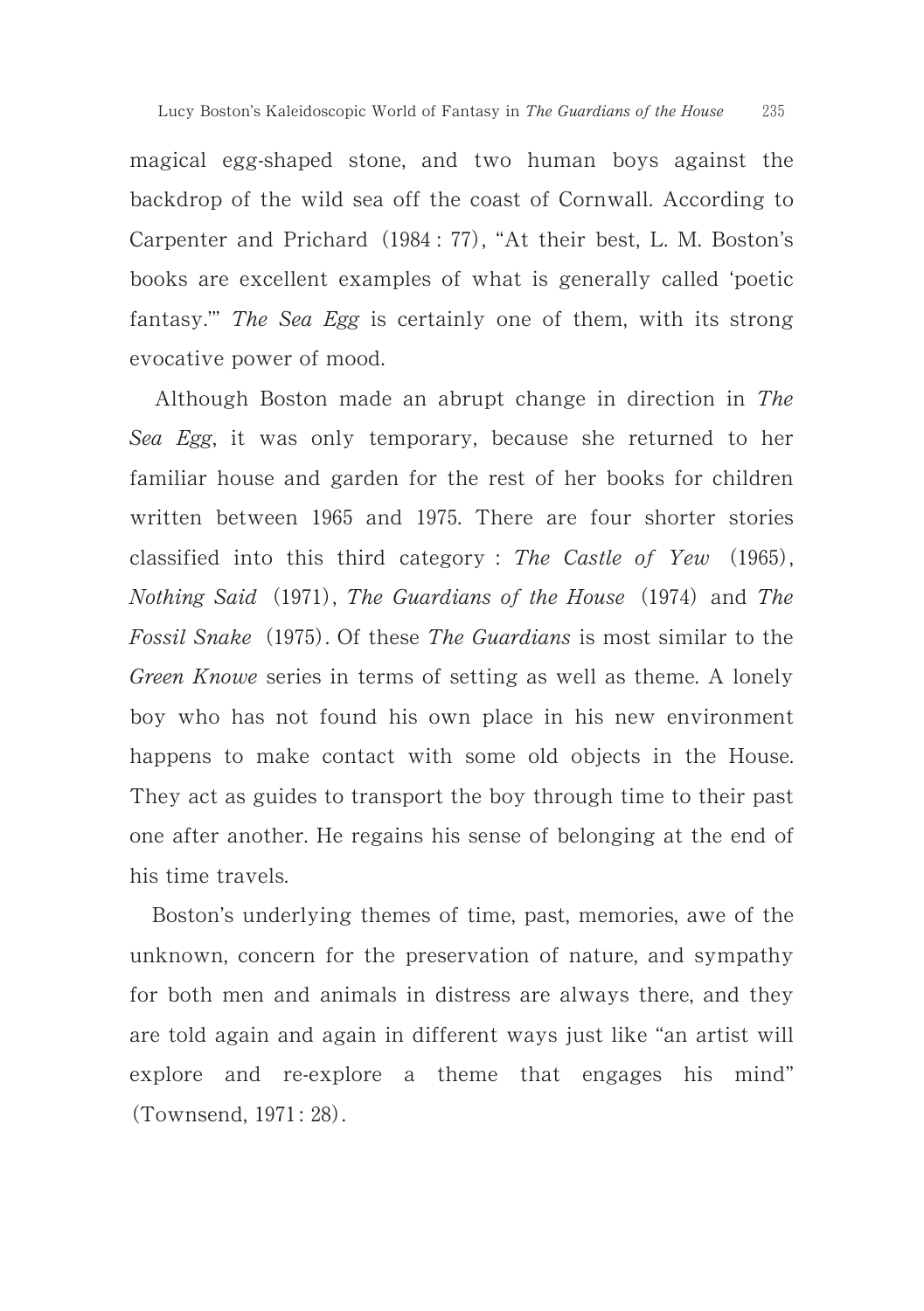magical egg-shaped stone, and two human boys against the backdrop of the wild sea off the coast of Cornwall. According to Carpenter and Prichard (1984 : 77), "At their best, L. M. Boston's books are excellent examples of what is generally called 'poetic fantasy.'" *The Sea Egg* is certainly one of them, with its strong evocative power of mood.

Although Boston made an abrupt change in direction in *The Sea Egg*, it was only temporary, because she returned to her familiar house and garden for the rest of her books for children written between 1965 and 1975. There are four shorter stories classified into this third category : *The Castle of Yew* (1965), *Nothing Said* (1971), *The Guardians of the House* (1974) and *The Fossil Snake* (1975). Of these *The Guardians* is most similar to the *Green Knowe* series in terms of setting as well as theme. A lonely boy who has not found his own place in his new environment happens to make contact with some old objects in the House. They act as guides to transport the boy through time to their past one after another. He regains his sense of belonging at the end of his time travels.

Boston's underlying themes of time, past, memories, awe of the unknown, concern for the preservation of nature, and sympathy for both men and animals in distress are always there, and they are told again and again in different ways just like "an artist will explore and re-explore a theme that engages his mind" (Townsend, 1971 : 28).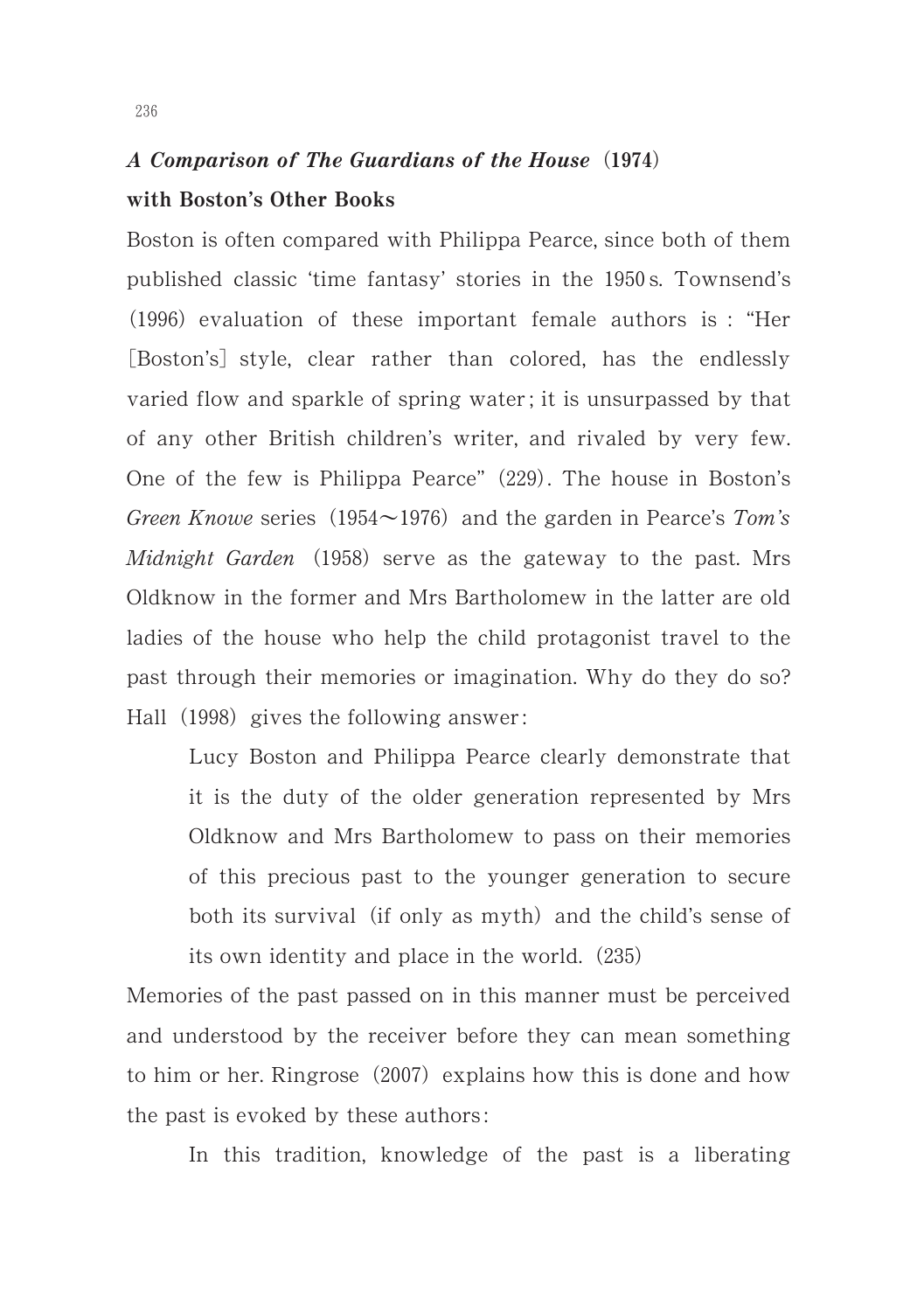### *A Comparison of The Guardians of the House* (1974) with Boston's Other Books

Boston is often compared with Philippa Pearce, since both of them published classic 'time fantasy' stories in the 1950s. Townsend's (1996) evaluation of these important female authors is : "Her [Boston's] style, clear rather than colored, has the endlessly varied flow and sparkle of spring water; it is unsurpassed by that of any other British children's writer, and rivaled by very few. One of the few is Philippa Pearce" (229). The house in Boston's *Green Knowe* series (1954〜1976) and the garden in Pearce's *Tom's Midnight Garden* (1958) serve as the gateway to the past. Mrs Oldknow in the former and Mrs Bartholomew in the latter are old ladies of the house who help the child protagonist travel to the past through their memories or imagination. Why do they do so? Hall (1998) gives the following answer:

> Lucy Boston and Philippa Pearce clearly demonstrate that it is the duty of the older generation represented by Mrs Oldknow and Mrs Bartholomew to pass on their memories of this precious past to the younger generation to secure both its survival (if only as myth) and the child's sense of its own identity and place in the world. (235)

Memories of the past passed on in this manner must be perceived and understood by the receiver before they can mean something to him or her. Ringrose (2007) explains how this is done and how the past is evoked by these authors:

> In this tradition, knowledge of the past is a liberating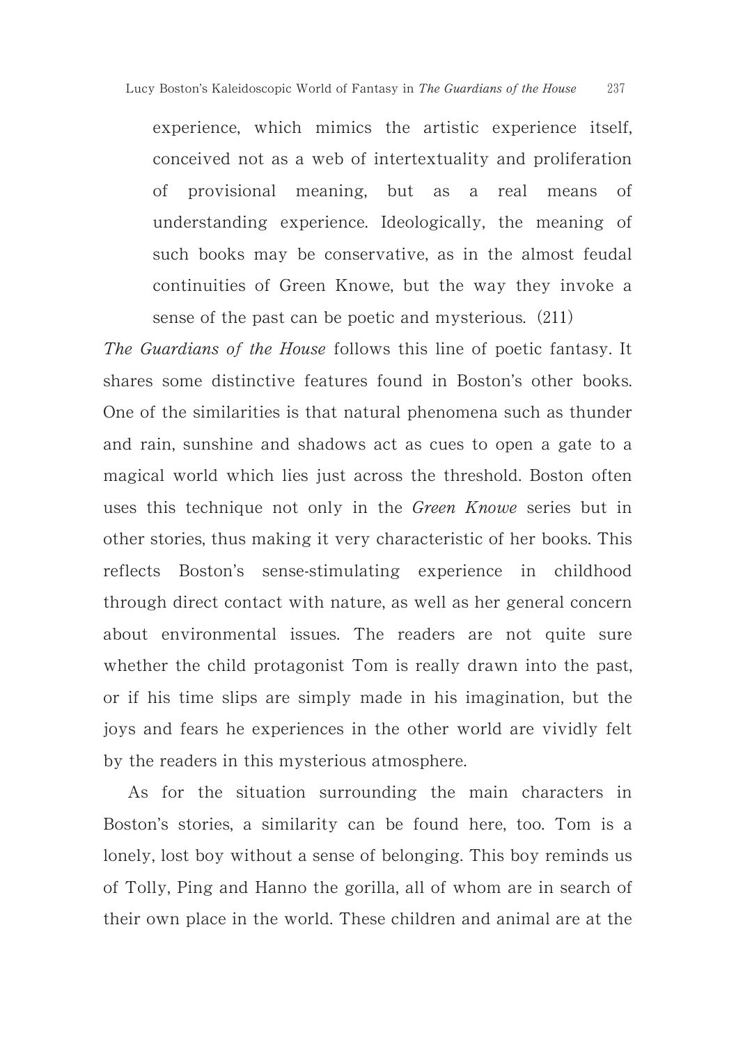> experience, which mimics the artistic experience itself, conceived not as a web of intertextuality and proliferation of provisional meaning, but as a real means of understanding experience. Ideologically, the meaning of such books may be conservative, as in the almost feudal continuities of Green Knowe, but the way they invoke a sense of the past can be poetic and mysterious. (211)

*The Guardians of the House* follows this line of poetic fantasy. It shares some distinctive features found in Boston's other books. One of the similarities is that natural phenomena such as thunder and rain, sunshine and shadows act as cues to open a gate to a magical world which lies just across the threshold. Boston often uses this technique not only in the *Green Knowe* series but in other stories, thus making it very characteristic of her books. This reflects Boston's sense-stimulating experience in childhood through direct contact with nature, as well as her general concern about environmental issues. The readers are not quite sure whether the child protagonist Tom is really drawn into the past, or if his time slips are simply made in his imagination, but the joys and fears he experiences in the other world are vividly felt by the readers in this mysterious atmosphere.

As for the situation surrounding the main characters in Boston's stories, a similarity can be found here, too. Tom is a lonely, lost boy without a sense of belonging. This boy reminds us of Tolly, Ping and Hanno the gorilla, all of whom are in search of their own place in the world. These children and animal are at the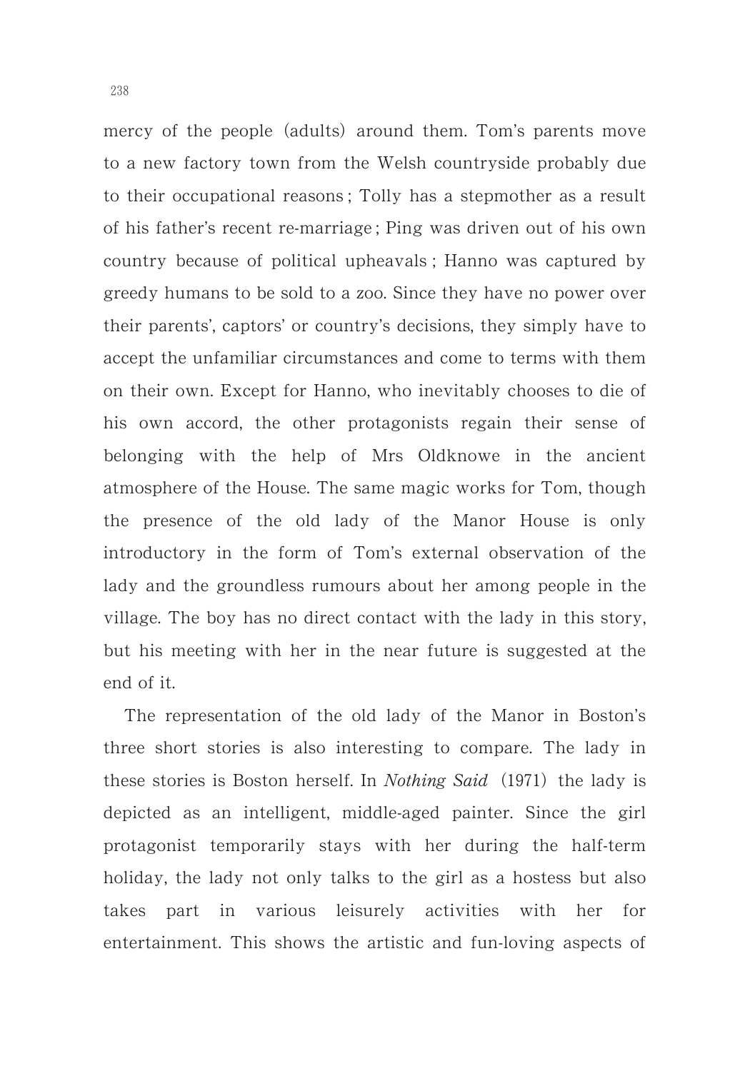mercy of the people (adults) around them. Tom's parents move to a new factory town from the Welsh countryside probably due to their occupational reasons; Tolly has a stepmother as a result of his father's recent re-marriage; Ping was driven out of his own country because of political upheavals; Hanno was captured by greedy humans to be sold to a zoo. Since they have no power over their parents', captors' or country's decisions, they simply have to accept the unfamiliar circumstances and come to terms with them on their own. Except for Hanno, who inevitably chooses to die of his own accord, the other protagonists regain their sense of belonging with the help of Mrs Oldknowe in the ancient atmosphere of the House. The same magic works for Tom, though the presence of the old lady of the Manor House is only introductory in the form of Tom's external observation of the lady and the groundless rumours about her among people in the village. The boy has no direct contact with the lady in this story, but his meeting with her in the near future is suggested at the end of it.

The representation of the old lady of the Manor in Boston's three short stories is also interesting to compare. The lady in these stories is Boston herself. In *Nothing Said* (1971) the lady is depicted as an intelligent, middle-aged painter. Since the girl protagonist temporarily stays with her during the half-term holiday, the lady not only talks to the girl as a hostess but also takes part in various leisurely activities with her for entertainment. This shows the artistic and fun-loving aspects of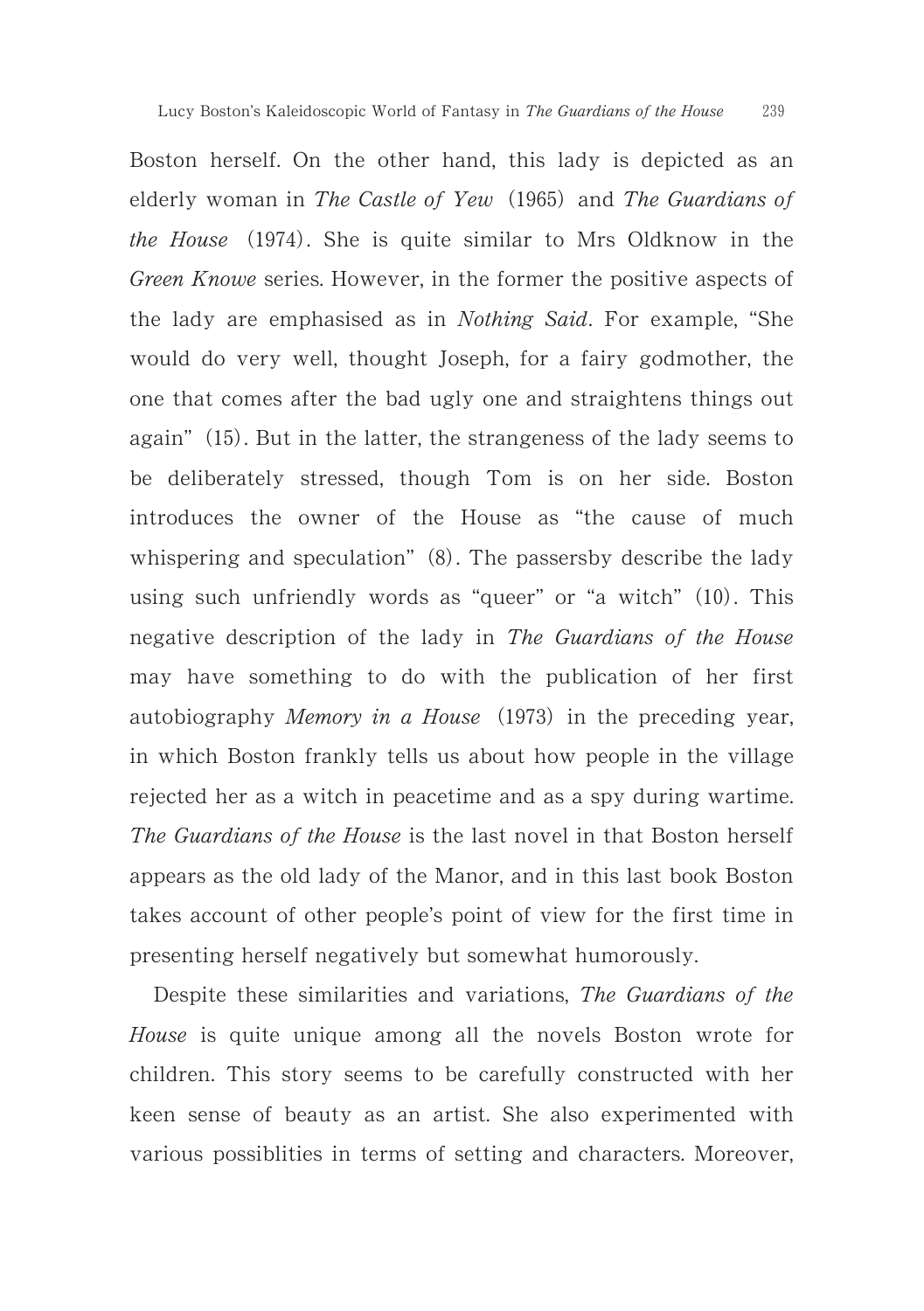Boston herself. On the other hand, this lady is depicted as an elderly woman in *The Castle of Yew* (1965) and *The Guardians of the House* (1974). She is quite similar to Mrs Oldknow in the *Green Knowe* series. However, in the former the positive aspects of the lady are emphasised as in *Nothing Said*. For example, "She would do very well, thought Joseph, for a fairy godmother, the one that comes after the bad ugly one and straightens things out again" (15). But in the latter, the strangeness of the lady seems to be deliberately stressed, though Tom is on her side. Boston introduces the owner of the House as "the cause of much whispering and speculation" (8). The passersby describe the lady using such unfriendly words as "queer" or "a witch" (10). This negative description of the lady in *The Guardians of the House* may have something to do with the publication of her first autobiography *Memory in a House* (1973) in the preceding year, in which Boston frankly tells us about how people in the village rejected her as a witch in peacetime and as a spy during wartime. *The Guardians of the House* is the last novel in that Boston herself appears as the old lady of the Manor, and in this last book Boston takes account of other people's point of view for the first time in presenting herself negatively but somewhat humorously.

Despite these similarities and variations, *The Guardians of the House* is quite unique among all the novels Boston wrote for children. This story seems to be carefully constructed with her keen sense of beauty as an artist. She also experimented with various possiblities in terms of setting and characters. Moreover,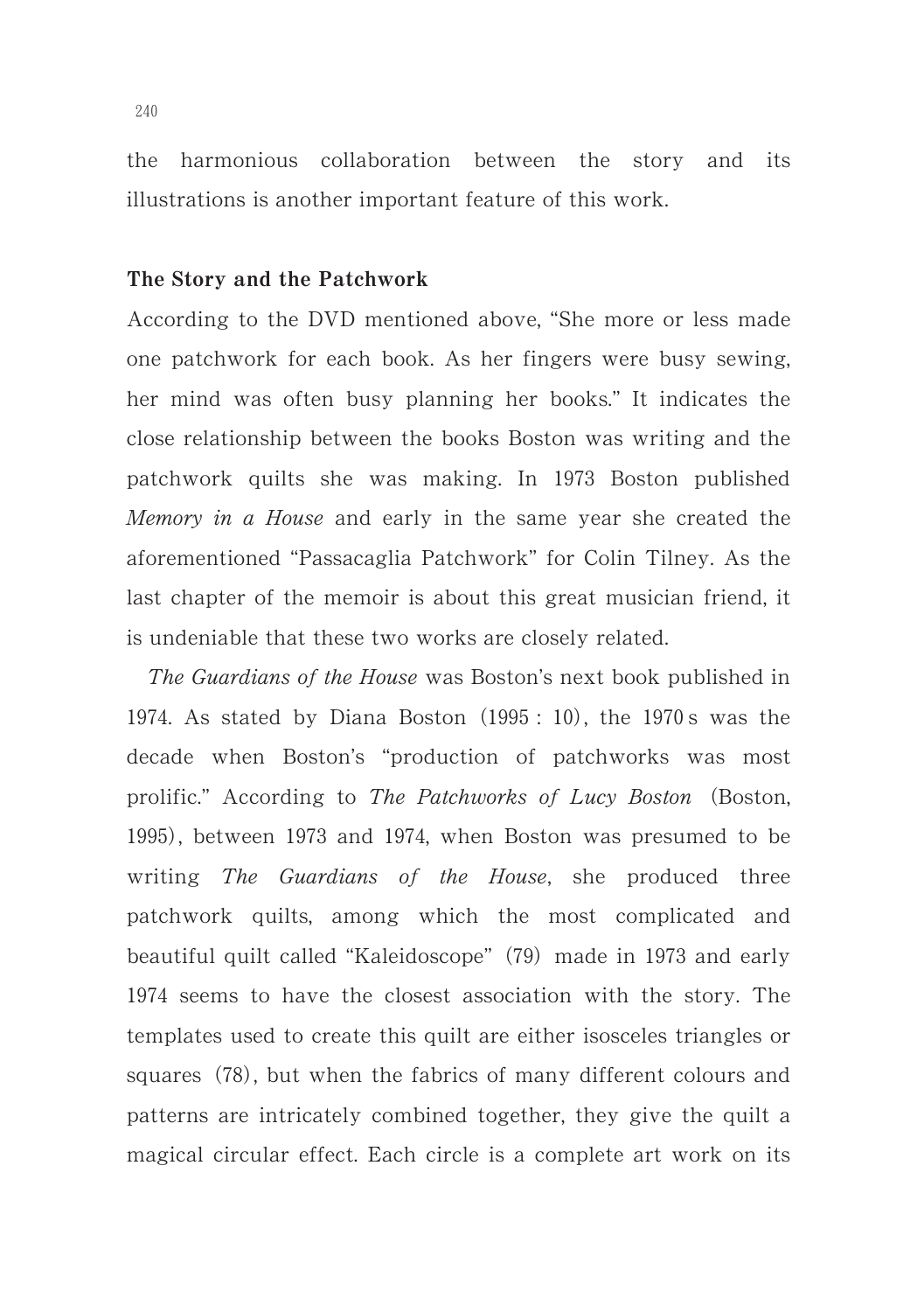the harmonious collaboration between the story and its illustrations is another important feature of this work.

## The Story and the Patchwork

According to the DVD mentioned above, "She more or less made one patchwork for each book. As her fingers were busy sewing, her mind was often busy planning her books." It indicates the close relationship between the books Boston was writing and the patchwork quilts she was making. In 1973 Boston published *Memory in a House* and early in the same year she created the aforementioned "Passacaglia Patchwork" for Colin Tilney. As the last chapter of the memoir is about this great musician friend, it is undeniable that these two works are closely related.

*The Guardians of the House* was Boston's next book published in 1974. As stated by Diana Boston (1995 : 10), the 1970 s was the decade when Boston's "production of patchworks was most prolific." According to *The Patchworks of Lucy Boston* (Boston, 1995), between 1973 and 1974, when Boston was presumed to be writing *The Guardians of the House*, she produced three patchwork quilts, among which the most complicated and beautiful quilt called "Kaleidoscope" (79) made in 1973 and early 1974 seems to have the closest association with the story. The templates used to create this quilt are either isosceles triangles or squares (78), but when the fabrics of many different colours and patterns are intricately combined together, they give the quilt a magical circular effect. Each circle is a complete art work on its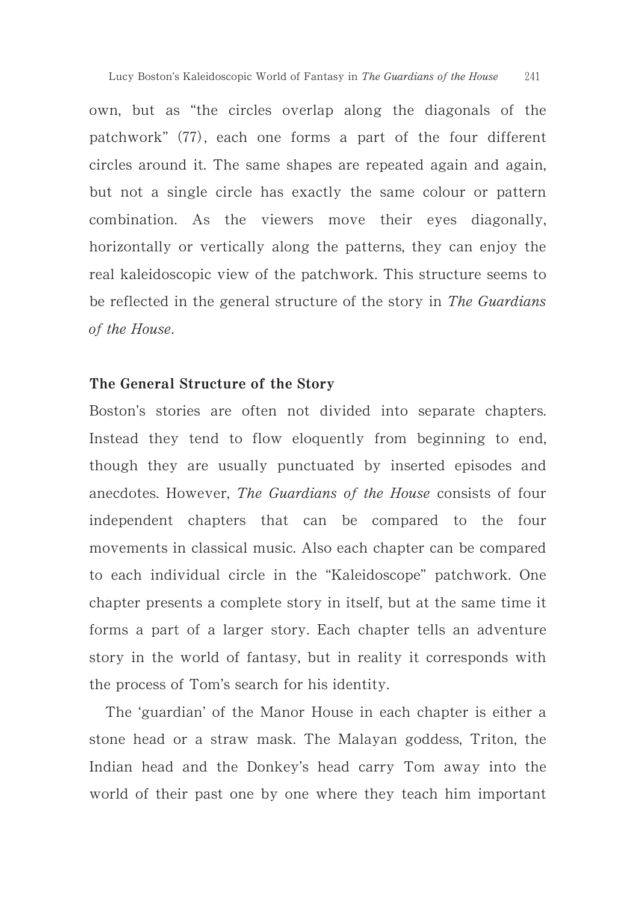own, but as "the circles overlap along the diagonals of the patchwork" (77), each one forms a part of the four different circles around it. The same shapes are repeated again and again, but not a single circle has exactly the same colour or pattern combination. As the viewers move their eyes diagonally, horizontally or vertically along the patterns, they can enjoy the real kaleidoscopic view of the patchwork. This structure seems to be reflected in the general structure of the story in *The Guardians of the House*.

## The General Structure of the Story

Boston's stories are often not divided into separate chapters. Instead they tend to flow eloquently from beginning to end, though they are usually punctuated by inserted episodes and anecdotes. However, *The Guardians of the House* consists of four independent chapters that can be compared to the four movements in classical music. Also each chapter can be compared to each individual circle in the "Kaleidoscope" patchwork. One chapter presents a complete story in itself, but at the same time it forms a part of a larger story. Each chapter tells an adventure story in the world of fantasy, but in reality it corresponds with the process of Tom's search for his identity.

The 'guardian' of the Manor House in each chapter is either a stone head or a straw mask. The Malayan goddess, Triton, the Indian head and the Donkey's head carry Tom away into the world of their past one by one where they teach him important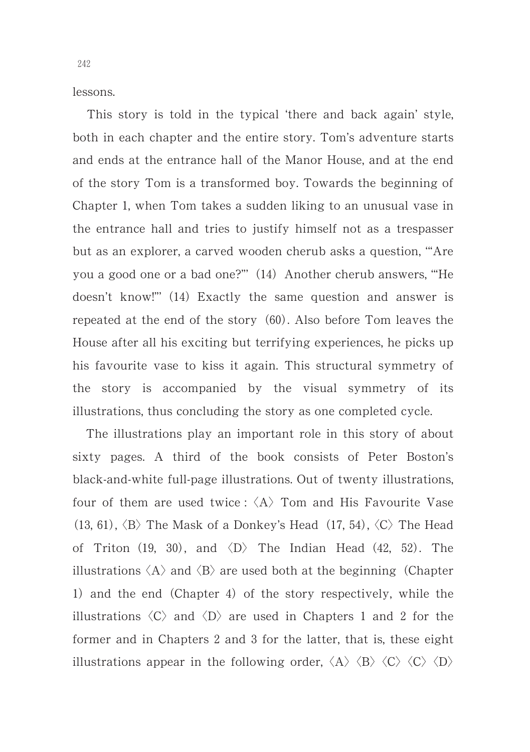lessons.

This story is told in the typical 'there and back again' style, both in each chapter and the entire story. Tom's adventure starts and ends at the entrance hall of the Manor House, and at the end of the story Tom is a transformed boy. Towards the beginning of Chapter 1, when Tom takes a sudden liking to an unusual vase in the entrance hall and tries to justify himself not as a trespasser but as an explorer, a carved wooden cherub asks a question, '"Are you a good one or a bad one?"' (14) Another cherub answers, '"He doesn't know!"' (14) Exactly the same question and answer is repeated at the end of the story (60). Also before Tom leaves the House after all his exciting but terrifying experiences, he picks up his favourite vase to kiss it again. This structural symmetry of the story is accompanied by the visual symmetry of its illustrations, thus concluding the story as one completed cycle.

The illustrations play an important role in this story of about sixty pages. A third of the book consists of Peter Boston's black-and-white full-page illustrations. Out of twenty illustrations, four of them are used twice : 〈A〉 Tom and His Favourite Vase (13, 61), 〈B〉 The Mask of a Donkey's Head (17, 54), 〈C〉 The Head of Triton (19, 30), and 〈D〉 The Indian Head (42, 52). The illustrations 〈A〉 and 〈B〉 are used both at the beginning (Chapter 1) and the end (Chapter 4) of the story respectively, while the illustrations 〈C〉 and 〈D〉 are used in Chapters 1 and 2 for the former and in Chapters 2 and 3 for the latter, that is, these eight illustrations appear in the following order, 〈A〉 〈B〉 〈C〉 〈C〉 〈D〉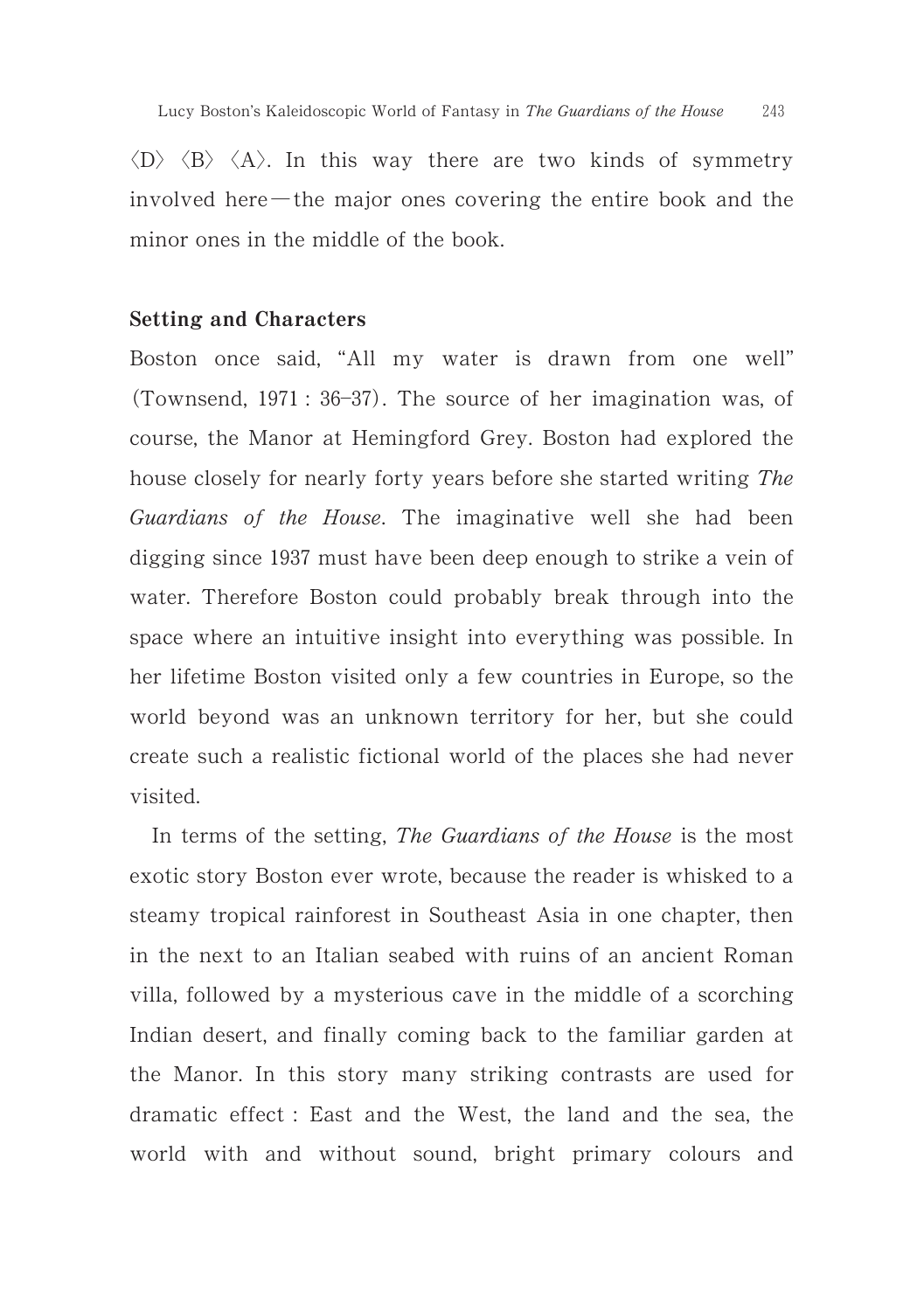〈D〉 〈B〉 〈A〉. In this way there are two kinds of symmetry involved here—the major ones covering the entire book and the minor ones in the middle of the book.

### Setting and Characters

Boston once said, "All my water is drawn from one well" (Townsend, 1971 : 36–37). The source of her imagination was, of course, the Manor at Hemingford Grey. Boston had explored the house closely for nearly forty years before she started writing *The Guardians of the House*. The imaginative well she had been digging since 1937 must have been deep enough to strike a vein of water. Therefore Boston could probably break through into the space where an intuitive insight into everything was possible. In her lifetime Boston visited only a few countries in Europe, so the world beyond was an unknown territory for her, but she could create such a realistic fictional world of the places she had never visited.

In terms of the setting, *The Guardians of the House* is the most exotic story Boston ever wrote, because the reader is whisked to a steamy tropical rainforest in Southeast Asia in one chapter, then in the next to an Italian seabed with ruins of an ancient Roman villa, followed by a mysterious cave in the middle of a scorching Indian desert, and finally coming back to the familiar garden at the Manor. In this story many striking contrasts are used for dramatic effect : East and the West, the land and the sea, the world with and without sound, bright primary colours and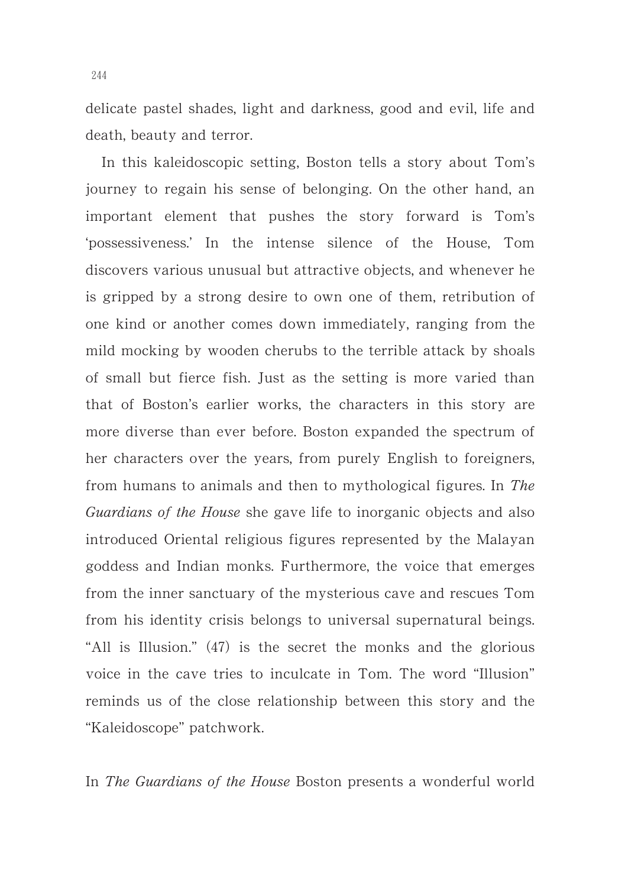delicate pastel shades, light and darkness, good and evil, life and death, beauty and terror.

In this kaleidoscopic setting, Boston tells a story about Tom's journey to regain his sense of belonging. On the other hand, an important element that pushes the story forward is Tom's 'possessiveness.' In the intense silence of the House, Tom discovers various unusual but attractive objects, and whenever he is gripped by a strong desire to own one of them, retribution of one kind or another comes down immediately, ranging from the mild mocking by wooden cherubs to the terrible attack by shoals of small but fierce fish. Just as the setting is more varied than that of Boston's earlier works, the characters in this story are more diverse than ever before. Boston expanded the spectrum of her characters over the years, from purely English to foreigners, from humans to animals and then to mythological figures. In *The Guardians of the House* she gave life to inorganic objects and also introduced Oriental religious figures represented by the Malayan goddess and Indian monks. Furthermore, the voice that emerges from the inner sanctuary of the mysterious cave and rescues Tom from his identity crisis belongs to universal supernatural beings. "All is Illusion." (47) is the secret the monks and the glorious voice in the cave tries to inculcate in Tom. The word "Illusion" reminds us of the close relationship between this story and the "Kaleidoscope" patchwork.

In *The Guardians of the House* Boston presents a wonderful world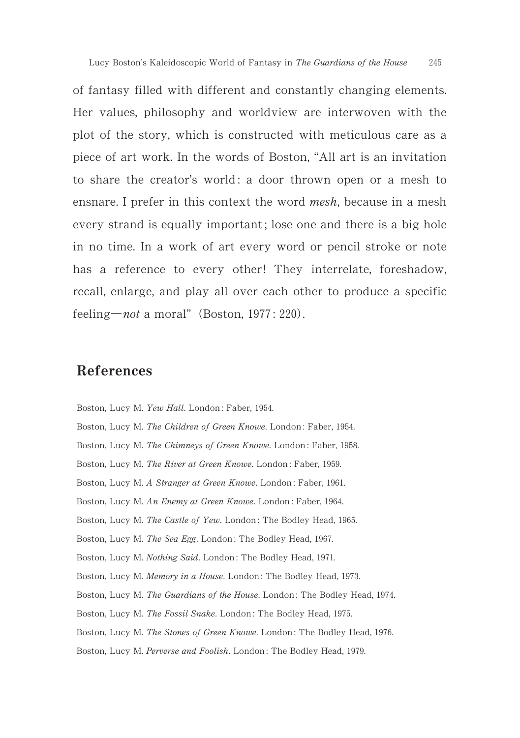of fantasy filled with different and constantly changing elements. Her values, philosophy and worldview are interwoven with the plot of the story, which is constructed with meticulous care as a piece of art work. In the words of Boston, "All art is an invitation to share the creator's world: a door thrown open or a mesh to ensnare. I prefer in this context the word *mesh*, because in a mesh every strand is equally important; lose one and there is a big hole in no time. In a work of art every word or pencil stroke or note has a reference to every other! They interrelate, foreshadow, recall, enlarge, and play all over each other to produce a specific feeling—*not* a moral" (Boston, 1977: 220).

## References

Boston, Lucy M. *Yew Hall*. London: Faber, 1954.

Boston, Lucy M. *The Children of Green Knowe*. London: Faber, 1954.

Boston, Lucy M. *The Chimneys of Green Knowe*. London: Faber, 1958.

Boston, Lucy M. *The River at Green Knowe*. London: Faber, 1959.

Boston, Lucy M. *A Stranger at Green Knowe*. London: Faber, 1961.

Boston, Lucy M. *An Enemy at Green Knowe*. London: Faber, 1964.

Boston, Lucy M. *The Castle of Yew*. London: The Bodley Head, 1965.

Boston, Lucy M. *The Sea Egg*. London: The Bodley Head, 1967.

Boston, Lucy M. *Nothing Said*. London: The Bodley Head, 1971.

Boston, Lucy M. *Memory in a House*. London: The Bodley Head, 1973.

Boston, Lucy M. *The Guardians of the House*. London: The Bodley Head, 1974.

Boston, Lucy M. *The Fossil Snake*. London: The Bodley Head, 1975.

Boston, Lucy M. *The Stones of Green Knowe*. London: The Bodley Head, 1976.

Boston, Lucy M. *Perverse and Foolish*. London: The Bodley Head, 1979.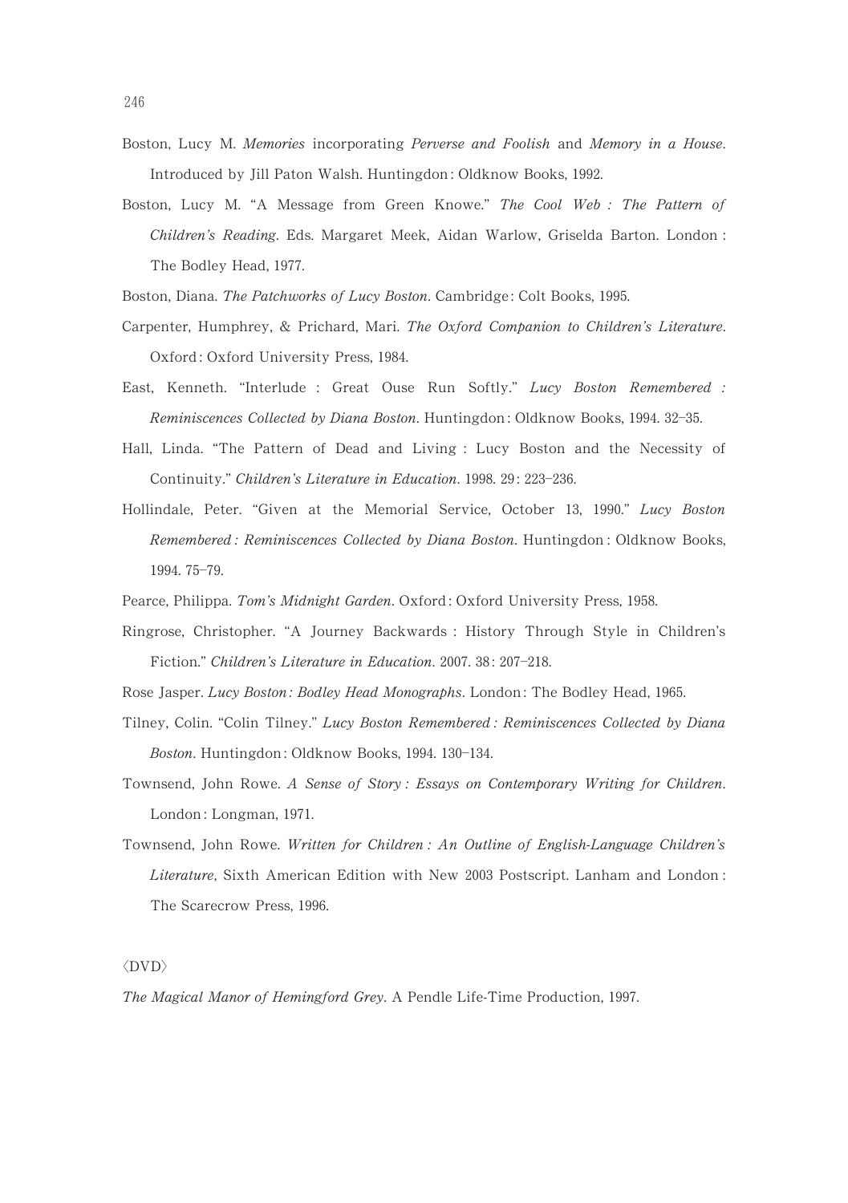Boston, Lucy M. *Memories* incorporating *Perverse and Foolish* and *Memory in a House*. Introduced by Jill Paton Walsh. Huntingdon : Oldknow Books, 1992.

Boston, Lucy M. "A Message from Green Knowe." *The Cool Web : The Pattern of Children's Reading*. Eds. Margaret Meek, Aidan Warlow, Griselda Barton. London : The Bodley Head, 1977.

Boston, Diana. *The Patchworks of Lucy Boston*. Cambridge : Colt Books, 1995.

Carpenter, Humphrey, & Prichard, Mari. *The Oxford Companion to Children's Literature*. Oxford : Oxford University Press, 1984.

East, Kenneth. "Interlude : Great Ouse Run Softly." *Lucy Boston Remembered : Reminiscences Collected by Diana Boston*. Huntingdon : Oldknow Books, 1994. 32–35.

Hall, Linda. "The Pattern of Dead and Living : Lucy Boston and the Necessity of Continuity." *Children's Literature in Education*. 1998. 29 : 223–236.

Hollindale, Peter. "Given at the Memorial Service, October 13, 1990." *Lucy Boston Remembered : Reminiscences Collected by Diana Boston*. Huntingdon : Oldknow Books, 1994. 75–79.

Pearce, Philippa. *Tom's Midnight Garden*. Oxford : Oxford University Press, 1958.

Ringrose, Christopher. "A Journey Backwards : History Through Style in Children's Fiction." *Children's Literature in Education*. 2007. 38 : 207–218.

Rose Jasper. *Lucy Boston : Bodley Head Monographs*. London : The Bodley Head, 1965.

Tilney, Colin. "Colin Tilney." *Lucy Boston Remembered : Reminiscences Collected by Diana Boston*. Huntingdon : Oldknow Books, 1994. 130–134.

Townsend, John Rowe. *A Sense of Story : Essays on Contemporary Writing for Children*. London : Longman, 1971.

Townsend, John Rowe. *Written for Children : An Outline of English-Language Children's Literature*, Sixth American Edition with New 2003 Postscript. Lanham and London : The Scarecrow Press, 1996.

〈DVD〉

*The Magical Manor of Hemingford Grey*. A Pendle Life-Time Production, 1997.